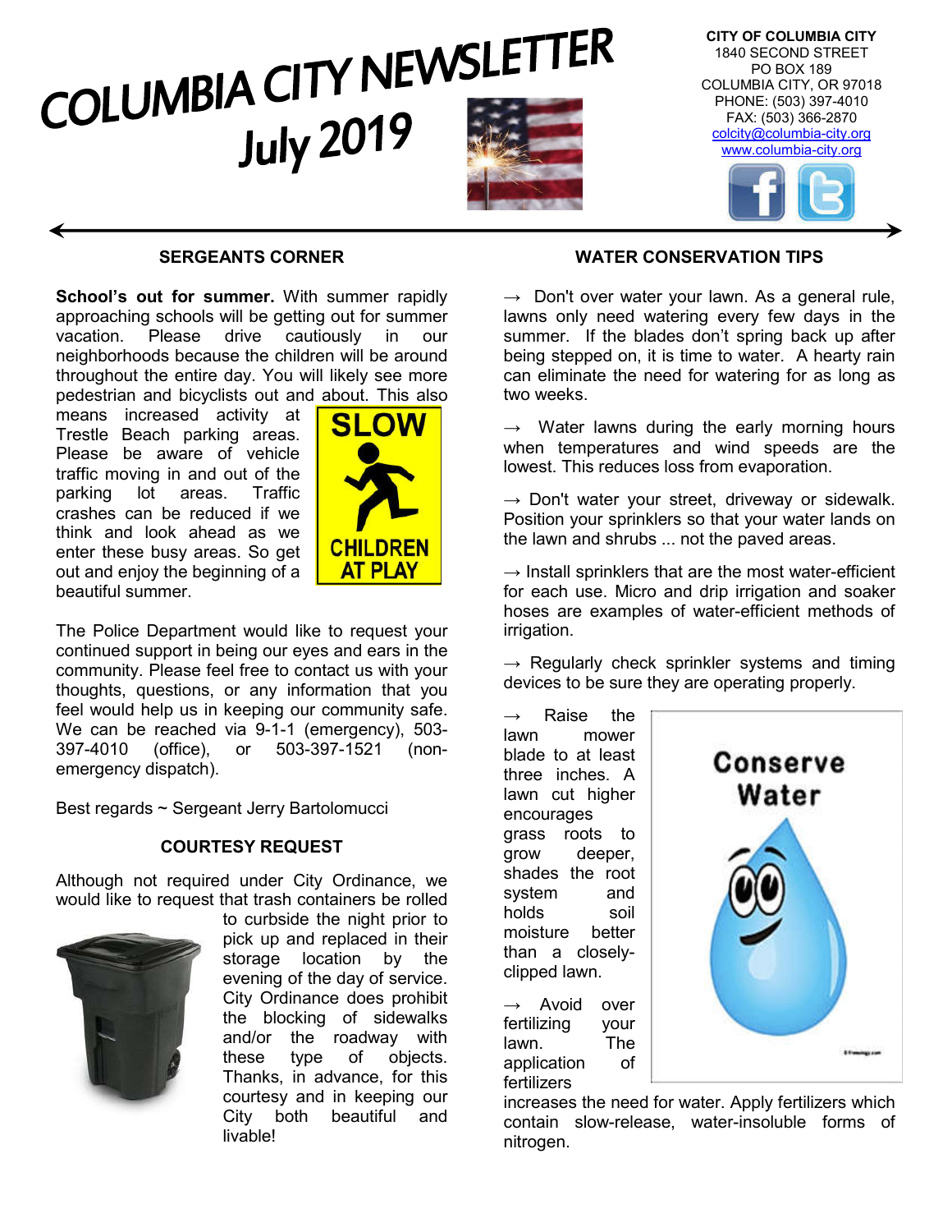# COLUMBIA CITY NEWSLETTER July 2019

**CITY OF COLUMBIA CITY**
1840 SECOND STREET
PO BOX 189
COLUMBIA CITY, OR 97018
PHONE: (503) 397-4010
FAX: (503) 366-2870
colcity@columbia-city.org
www.columbia-city.org

## SERGEANTS CORNER

**School's out for summer.** With summer rapidly approaching schools will be getting out for summer vacation. Please drive cautiously in our neighborhoods because the children will be around throughout the entire day. You will likely see more pedestrian and bicyclists out and about. This also means increased activity at Trestle Beach parking areas. Please be aware of vehicle traffic moving in and out of the parking lot areas. Traffic crashes can be reduced if we think and look ahead as we enter these busy areas. So get out and enjoy the beginning of a beautiful summer.

SLOW
CHILDREN AT PLAY

The Police Department would like to request your continued support in being our eyes and ears in the community. Please feel free to contact us with your thoughts, questions, or any information that you feel would help us in keeping our community safe. We can be reached via 9-1-1 (emergency), 503-397-4010 (office), or 503-397-1521 (non-emergency dispatch).

Best regards ~ Sergeant Jerry Bartolomucci

## COURTESY REQUEST

Although not required under City Ordinance, we would like to request that trash containers be rolled to curbside the night prior to pick up and replaced in their storage location by the evening of the day of service. City Ordinance does prohibit the blocking of sidewalks and/or the roadway with these type of objects. Thanks, in advance, for this courtesy and in keeping our City both beautiful and livable!

## WATER CONSERVATION TIPS

→ Don't over water your lawn. As a general rule, lawns only need watering every few days in the summer. If the blades don't spring back up after being stepped on, it is time to water. A hearty rain can eliminate the need for watering for as long as two weeks.

→ Water lawns during the early morning hours when temperatures and wind speeds are the lowest. This reduces loss from evaporation.

→ Don't water your street, driveway or sidewalk. Position your sprinklers so that your water lands on the lawn and shrubs ... not the paved areas.

→ Install sprinklers that are the most water-efficient for each use. Micro and drip irrigation and soaker hoses are examples of water-efficient methods of irrigation.

→ Regularly check sprinkler systems and timing devices to be sure they are operating properly.

→ Raise the lawn mower blade to at least three inches. A lawn cut higher encourages grass roots to grow deeper, shades the root system and holds soil moisture better than a closely-clipped lawn.

→ Avoid over fertilizing your lawn. The application of fertilizers increases the need for water. Apply fertilizers which contain slow-release, water-insoluble forms of nitrogen.

Conserve Water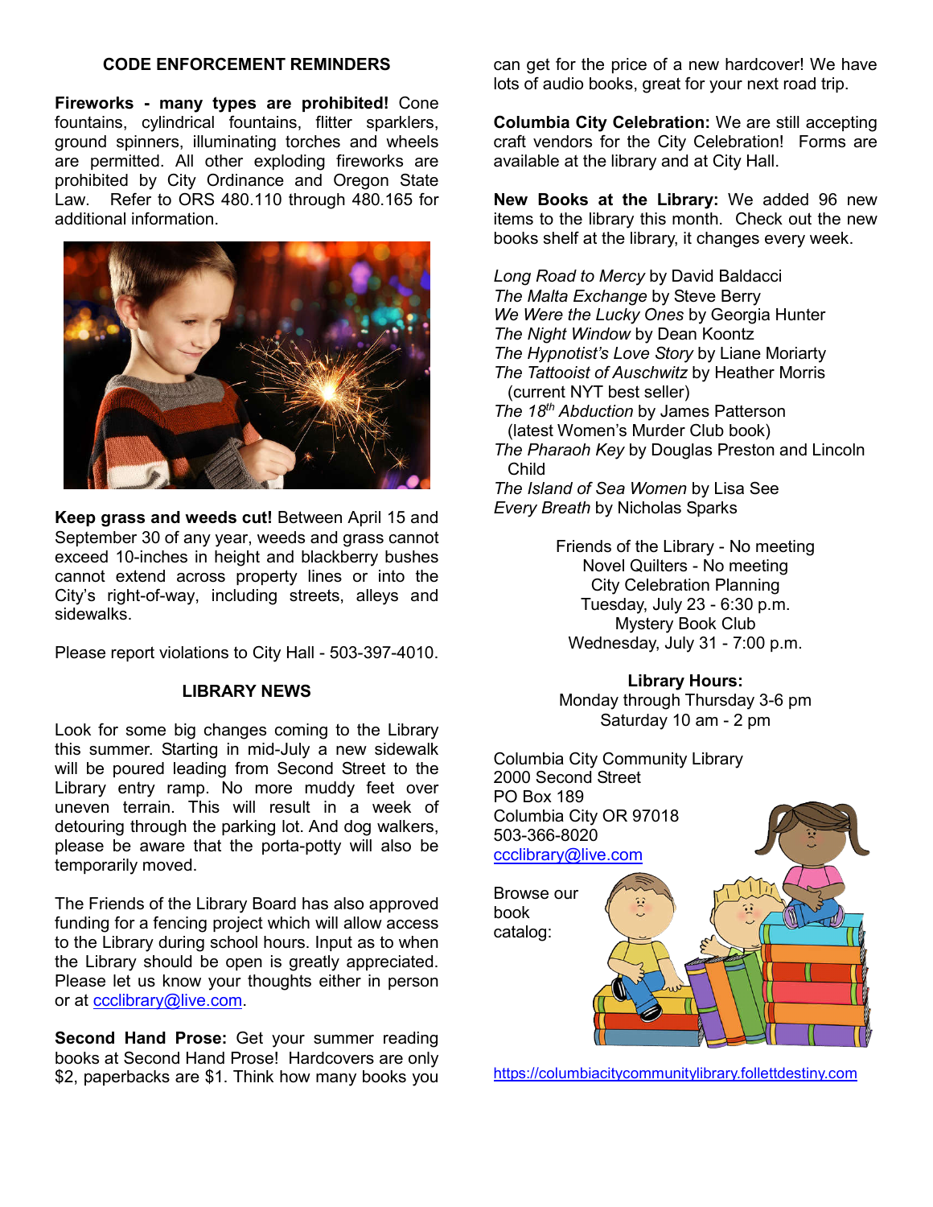## CODE ENFORCEMENT REMINDERS

**Fireworks - many types are prohibited!** Cone fountains, cylindrical fountains, flitter sparklers, ground spinners, illuminating torches and wheels are permitted. All other exploding fireworks are prohibited by City Ordinance and Oregon State Law. Refer to ORS 480.110 through 480.165 for additional information.

**Keep grass and weeds cut!** Between April 15 and September 30 of any year, weeds and grass cannot exceed 10-inches in height and blackberry bushes cannot extend across property lines or into the City's right-of-way, including streets, alleys and sidewalks.

Please report violations to City Hall - 503-397-4010.

## LIBRARY NEWS

Look for some big changes coming to the Library this summer. Starting in mid-July a new sidewalk will be poured leading from Second Street to the Library entry ramp. No more muddy feet over uneven terrain. This will result in a week of detouring through the parking lot. And dog walkers, please be aware that the porta-potty will also be temporarily moved.

The Friends of the Library Board has also approved funding for a fencing project which will allow access to the Library during school hours. Input as to when the Library should be open is greatly appreciated. Please let us know your thoughts either in person or at ccclibrary@live.com.

**Second Hand Prose:** Get your summer reading books at Second Hand Prose! Hardcovers are only $2, paperbacks are $1. Think how many books you can get for the price of a new hardcover! We have lots of audio books, great for your next road trip.

**Columbia City Celebration:** We are still accepting craft vendors for the City Celebration! Forms are available at the library and at City Hall.

**New Books at the Library:** We added 96 new items to the library this month. Check out the new books shelf at the library, it changes every week.

*Long Road to Mercy* by David Baldacci
*The Malta Exchange* by Steve Berry
*We Were the Lucky Ones* by Georgia Hunter
*The Night Window* by Dean Koontz
*The Hypnotist's Love Story* by Liane Moriarty
*The Tattooist of Auschwitz* by Heather Morris (current NYT best seller)
*The 18th Abduction* by James Patterson (latest Women's Murder Club book)
*The Pharaoh Key* by Douglas Preston and Lincoln Child
*The Island of Sea Women* by Lisa See
*Every Breath* by Nicholas Sparks

Friends of the Library - No meeting
Novel Quilters - No meeting
City Celebration Planning
Tuesday, July 23 - 6:30 p.m.
Mystery Book Club
Wednesday, July 31 - 7:00 p.m.

**Library Hours:**
Monday through Thursday 3-6 pm
Saturday 10 am - 2 pm

Columbia City Community Library
2000 Second Street
PO Box 189
Columbia City OR 97018
503-366-8020
ccclibrary@live.com

Browse our book catalog:

https://columbiacitycommunitylibrary.follettdestiny.com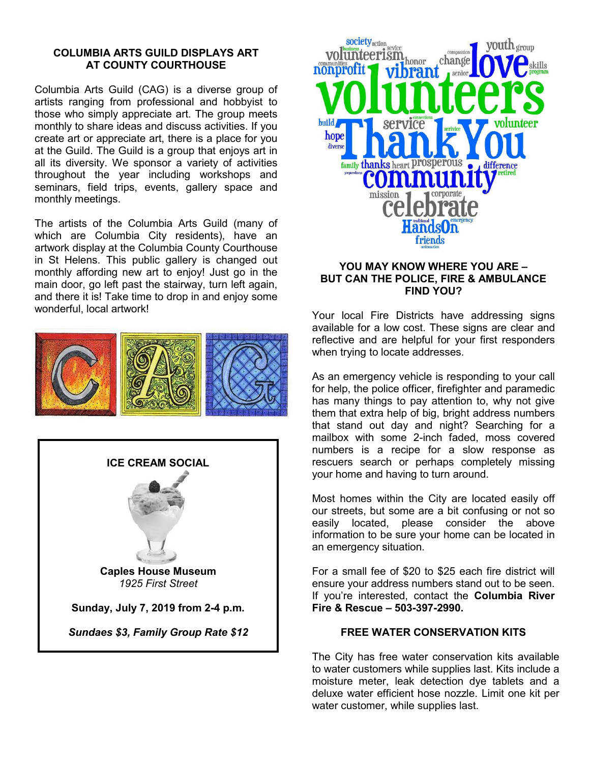## COLUMBIA ARTS GUILD DISPLAYS ART AT COUNTY COURTHOUSE

Columbia Arts Guild (CAG) is a diverse group of artists ranging from professional and hobbyist to those who simply appreciate art. The group meets monthly to share ideas and discuss activities. If you create art or appreciate art, there is a place for you at the Guild. The Guild is a group that enjoys art in all its diversity. We sponsor a variety of activities throughout the year including workshops and seminars, field trips, events, gallery space and monthly meetings.

The artists of the Columbia Arts Guild (many of which are Columbia City residents), have an artwork display at the Columbia County Courthouse in St Helens. This public gallery is changed out monthly affording new art to enjoy! Just go in the main door, go left past the stairway, turn left again, and there it is! Take time to drop in and enjoy some wonderful, local artwork!

### ICE CREAM SOCIAL

**Caples House Museum**
*1925 First Street*

**Sunday, July 7, 2019 from 2-4 p.m.**

***Sundaes $3, Family Group Rate $12***

## YOU MAY KNOW WHERE YOU ARE – BUT CAN THE POLICE, FIRE & AMBULANCE FIND YOU?

Your local Fire Districts have addressing signs available for a low cost. These signs are clear and reflective and are helpful for your first responders when trying to locate addresses.

As an emergency vehicle is responding to your call for help, the police officer, firefighter and paramedic has many things to pay attention to, why not give them that extra help of big, bright address numbers that stand out day and night? Searching for a mailbox with some 2-inch faded, moss covered numbers is a recipe for a slow response as rescuers search or perhaps completely missing your home and having to turn around.

Most homes within the City are located easily off our streets, but some are a bit confusing or not so easily located, please consider the above information to be sure your home can be located in an emergency situation.

For a small fee of $20 to $25 each fire district will ensure your address numbers stand out to be seen. If you're interested, contact the **Columbia River Fire & Rescue – 503-397-2990.**

## FREE WATER CONSERVATION KITS

The City has free water conservation kits available to water customers while supplies last. Kits include a moisture meter, leak detection dye tablets and a deluxe water efficient hose nozzle. Limit one kit per water customer, while supplies last.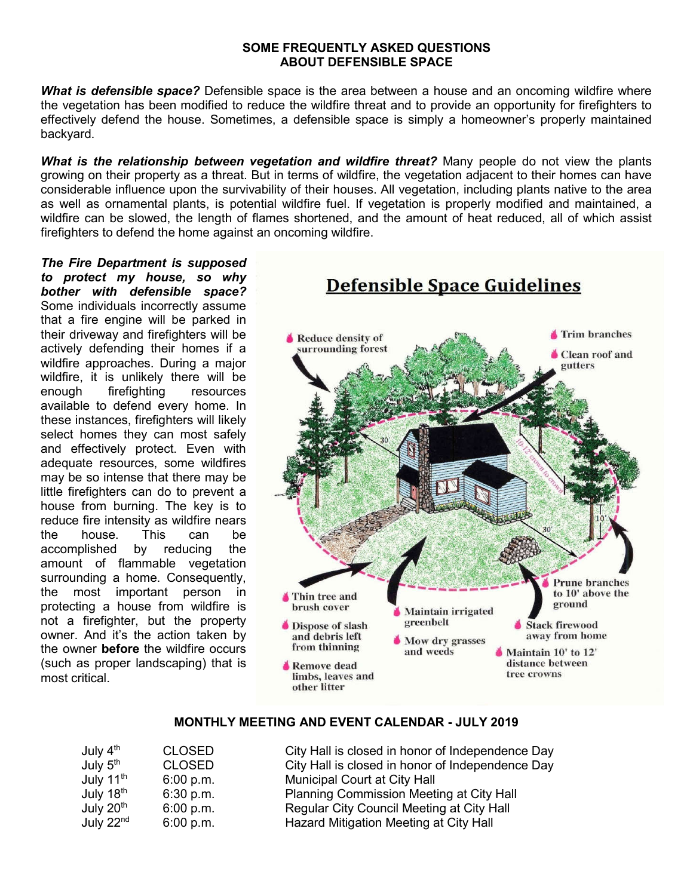## SOME FREQUENTLY ASKED QUESTIONS ABOUT DEFENSIBLE SPACE

***What is defensible space?*** Defensible space is the area between a house and an oncoming wildfire where the vegetation has been modified to reduce the wildfire threat and to provide an opportunity for firefighters to effectively defend the house. Sometimes, a defensible space is simply a homeowner's properly maintained backyard.

***What is the relationship between vegetation and wildfire threat?*** Many people do not view the plants growing on their property as a threat. But in terms of wildfire, the vegetation adjacent to their homes can have considerable influence upon the survivability of their houses. All vegetation, including plants native to the area as well as ornamental plants, is potential wildfire fuel. If vegetation is properly modified and maintained, a wildfire can be slowed, the length of flames shortened, and the amount of heat reduced, all of which assist firefighters to defend the home against an oncoming wildfire.

***The Fire Department is supposed to protect my house, so why bother with defensible space?*** Some individuals incorrectly assume that a fire engine will be parked in their driveway and firefighters will be actively defending their homes if a wildfire approaches. During a major wildfire, it is unlikely there will be enough firefighting resources available to defend every home. In these instances, firefighters will likely select homes they can most safely and effectively protect. Even with adequate resources, some wildfires may be so intense that there may be little firefighters can do to prevent a house from burning. The key is to reduce fire intensity as wildfire nears the house. This can be accomplished by reducing the amount of flammable vegetation surrounding a home. Consequently, the most important person in protecting a house from wildfire is not a firefighter, but the property owner. And it's the action taken by the owner **before** the wildfire occurs (such as proper landscaping) that is most critical.

### Defensible Space Guidelines

- Reduce density of surrounding forest
- Trim branches
- Clean roof and gutters
- Thin tree and brush cover
- Dispose of slash and debris left from thinning
- Remove dead limbs, leaves and other litter
- Maintain irrigated greenbelt
- Mow dry grasses and weeds
- Prune branches to 10' above the ground
- Stack firewood away from home
- Maintain 10' to 12' distance between tree crowns

## MONTHLY MEETING AND EVENT CALENDAR - JULY 2019

| | | |
|---|---|---|
| July 4th | CLOSED | City Hall is closed in honor of Independence Day |
| July 5th | CLOSED | City Hall is closed in honor of Independence Day |
| July 11th | 6:00 p.m. | Municipal Court at City Hall |
| July 18th | 6:30 p.m. | Planning Commission Meeting at City Hall |
| July 20th | 6:00 p.m. | Regular City Council Meeting at City Hall |
| July 22nd | 6:00 p.m. | Hazard Mitigation Meeting at City Hall |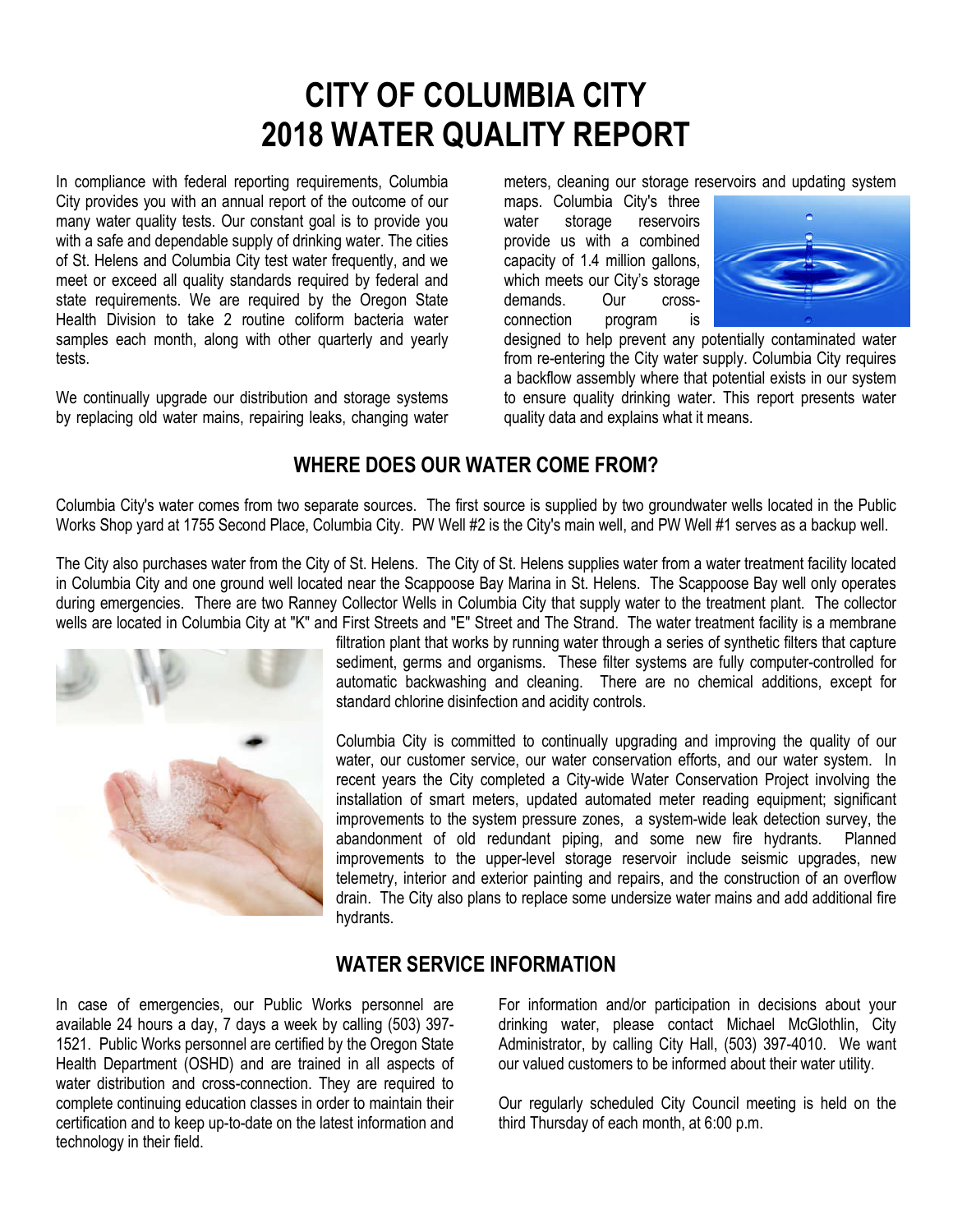# CITY OF COLUMBIA CITY
# 2018 WATER QUALITY REPORT

In compliance with federal reporting requirements, Columbia City provides you with an annual report of the outcome of our many water quality tests. Our constant goal is to provide you with a safe and dependable supply of drinking water. The cities of St. Helens and Columbia City test water frequently, and we meet or exceed all quality standards required by federal and state requirements. We are required by the Oregon State Health Division to take 2 routine coliform bacteria water samples each month, along with other quarterly and yearly tests.

We continually upgrade our distribution and storage systems by replacing old water mains, repairing leaks, changing water meters, cleaning our storage reservoirs and updating system maps. Columbia City's three water storage reservoirs provide us with a combined capacity of 1.4 million gallons, which meets our City's storage demands. Our cross-connection program is designed to help prevent any potentially contaminated water from re-entering the City water supply. Columbia City requires a backflow assembly where that potential exists in our system to ensure quality drinking water. This report presents water quality data and explains what it means.

## WHERE DOES OUR WATER COME FROM?

Columbia City's water comes from two separate sources. The first source is supplied by two groundwater wells located in the Public Works Shop yard at 1755 Second Place, Columbia City. PW Well #2 is the City's main well, and PW Well #1 serves as a backup well.

The City also purchases water from the City of St. Helens. The City of St. Helens supplies water from a water treatment facility located in Columbia City and one ground well located near the Scappoose Bay Marina in St. Helens. The Scappoose Bay well only operates during emergencies. There are two Ranney Collector Wells in Columbia City that supply water to the treatment plant. The collector wells are located in Columbia City at "K" and First Streets and "E" Street and The Strand. The water treatment facility is a membrane filtration plant that works by running water through a series of synthetic filters that capture sediment, germs and organisms. These filter systems are fully computer-controlled for automatic backwashing and cleaning. There are no chemical additions, except for standard chlorine disinfection and acidity controls.

Columbia City is committed to continually upgrading and improving the quality of our water, our customer service, our water conservation efforts, and our water system. In recent years the City completed a City-wide Water Conservation Project involving the installation of smart meters, updated automated meter reading equipment; significant improvements to the system pressure zones, a system-wide leak detection survey, the abandonment of old redundant piping, and some new fire hydrants. Planned improvements to the upper-level storage reservoir include seismic upgrades, new telemetry, interior and exterior painting and repairs, and the construction of an overflow drain. The City also plans to replace some undersize water mains and add additional fire hydrants.

## WATER SERVICE INFORMATION

In case of emergencies, our Public Works personnel are available 24 hours a day, 7 days a week by calling (503) 397-1521. Public Works personnel are certified by the Oregon State Health Department (OSHD) and are trained in all aspects of water distribution and cross-connection. They are required to complete continuing education classes in order to maintain their certification and to keep up-to-date on the latest information and technology in their field.

For information and/or participation in decisions about your drinking water, please contact Michael McGlothlin, City Administrator, by calling City Hall, (503) 397-4010. We want our valued customers to be informed about their water utility.

Our regularly scheduled City Council meeting is held on the third Thursday of each month, at 6:00 p.m.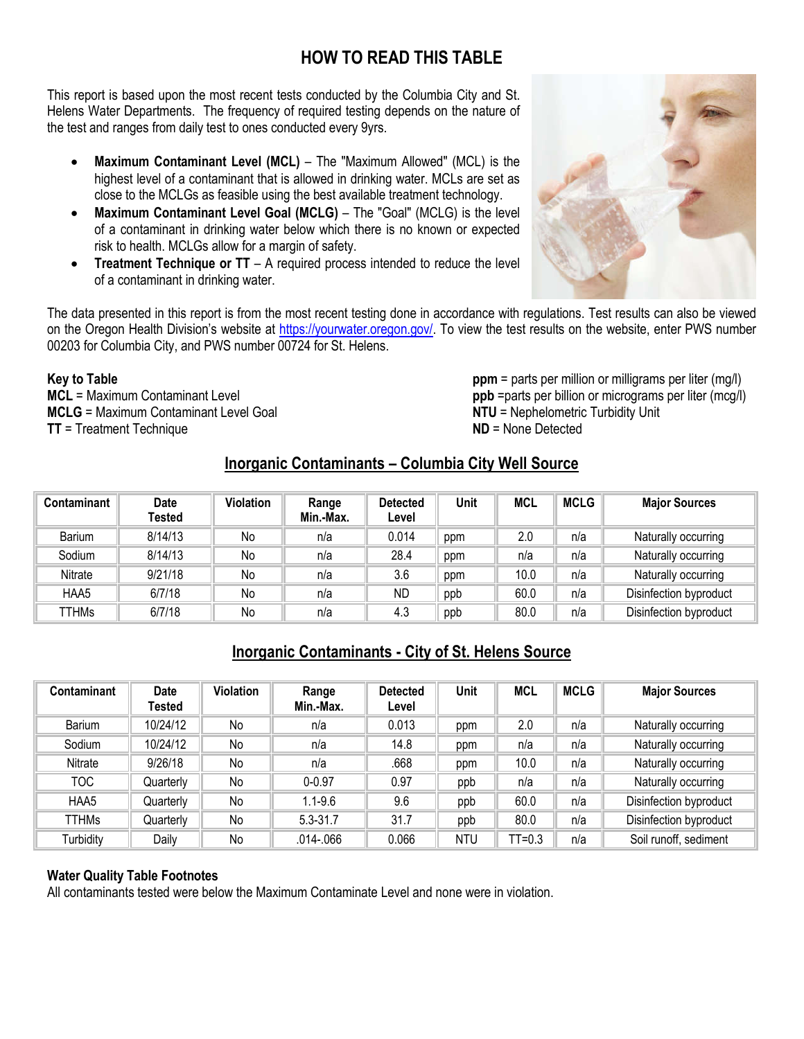# HOW TO READ THIS TABLE

This report is based upon the most recent tests conducted by the Columbia City and St. Helens Water Departments. The frequency of required testing depends on the nature of the test and ranges from daily test to ones conducted every 9yrs.

- **Maximum Contaminant Level (MCL)** – The "Maximum Allowed" (MCL) is the highest level of a contaminant that is allowed in drinking water. MCLs are set as close to the MCLGs as feasible using the best available treatment technology.
- **Maximum Contaminant Level Goal (MCLG)** – The "Goal" (MCLG) is the level of a contaminant in drinking water below which there is no known or expected risk to health. MCLGs allow for a margin of safety.
- **Treatment Technique or TT** – A required process intended to reduce the level of a contaminant in drinking water.

The data presented in this report is from the most recent testing done in accordance with regulations. Test results can also be viewed on the Oregon Health Division's website at https://yourwater.oregon.gov/. To view the test results on the website, enter PWS number 00203 for Columbia City, and PWS number 00724 for St. Helens.

**Key to Table**
**MCL** = Maximum Contaminant Level
**MCLG** = Maximum Contaminant Level Goal
**TT** = Treatment Technique

**ppm** = parts per million or milligrams per liter (mg/l)
**ppb** =parts per billion or micrograms per liter (mcg/l)
**NTU** = Nephelometric Turbidity Unit
**ND** = None Detected

## Inorganic Contaminants – Columbia City Well Source

| Contaminant | Date Tested | Violation | Range Min.-Max. | Detected Level | Unit | MCL | MCLG | Major Sources |
|---|---|---|---|---|---|---|---|---|
| Barium | 8/14/13 | No | n/a | 0.014 | ppm | 2.0 | n/a | Naturally occurring |
| Sodium | 8/14/13 | No | n/a | 28.4 | ppm | n/a | n/a | Naturally occurring |
| Nitrate | 9/21/18 | No | n/a | 3.6 | ppm | 10.0 | n/a | Naturally occurring |
| HAA5 | 6/7/18 | No | n/a | ND | ppb | 60.0 | n/a | Disinfection byproduct |
| TTHMs | 6/7/18 | No | n/a | 4.3 | ppb | 80.0 | n/a | Disinfection byproduct |

## Inorganic Contaminants - City of St. Helens Source

| Contaminant | Date Tested | Violation | Range Min.-Max. | Detected Level | Unit | MCL | MCLG | Major Sources |
|---|---|---|---|---|---|---|---|---|
| Barium | 10/24/12 | No | n/a | 0.013 | ppm | 2.0 | n/a | Naturally occurring |
| Sodium | 10/24/12 | No | n/a | 14.8 | ppm | n/a | n/a | Naturally occurring |
| Nitrate | 9/26/18 | No | n/a | .668 | ppm | 10.0 | n/a | Naturally occurring |
| TOC | Quarterly | No | 0-0.97 | 0.97 | ppb | n/a | n/a | Naturally occurring |
| HAA5 | Quarterly | No | 1.1-9.6 | 9.6 | ppb | 60.0 | n/a | Disinfection byproduct |
| TTHMs | Quarterly | No | 5.3-31.7 | 31.7 | ppb | 80.0 | n/a | Disinfection byproduct |
| Turbidity | Daily | No | .014-.066 | 0.066 | NTU | TT=0.3 | n/a | Soil runoff, sediment |

**Water Quality Table Footnotes**
All contaminants tested were below the Maximum Contaminate Level and none were in violation.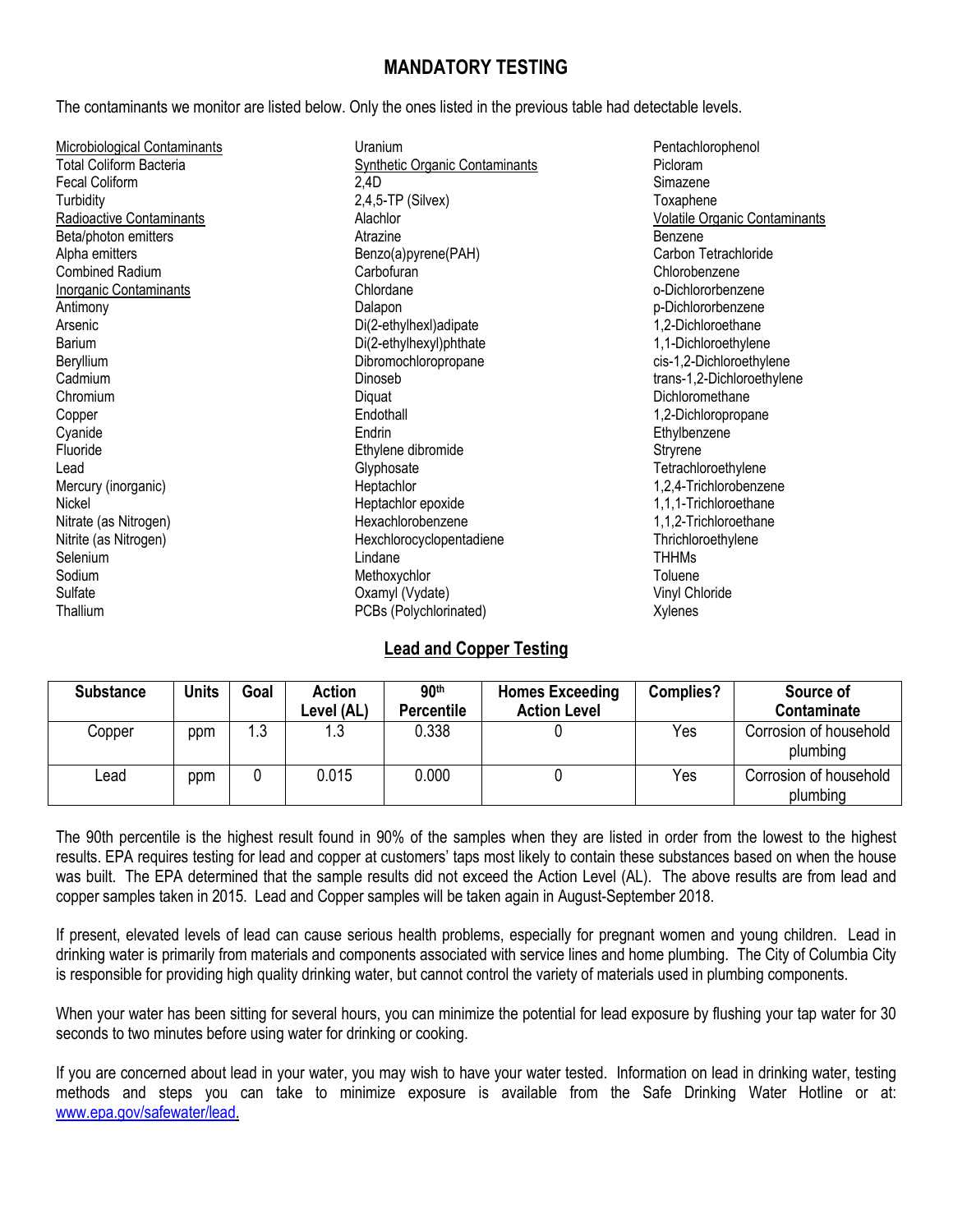# MANDATORY TESTING

The contaminants we monitor are listed below. Only the ones listed in the previous table had detectable levels.

<u>Microbiological Contaminants</u>
Total Coliform Bacteria
Fecal Coliform
Turbidity
<u>Radioactive Contaminants</u>
Beta/photon emitters
Alpha emitters
Combined Radium
<u>Inorganic Contaminants</u>
Antimony
Arsenic
Barium
Beryllium
Cadmium
Chromium
Copper
Cyanide
Fluoride
Lead
Mercury (inorganic)
Nickel
Nitrate (as Nitrogen)
Nitrite (as Nitrogen)
Selenium
Sodium
Sulfate
Thallium
Uranium
<u>Synthetic Organic Contaminants</u>
2,4D
2,4,5-TP (Silvex)
Alachlor
Atrazine
Benzo(a)pyrene(PAH)
Carbofuran
Chlordane
Dalapon
Di(2-ethylhexl)adipate
Di(2-ethylhexyl)phthate
Dibromochloropropane
Dinoseb
Diquat
Endothall
Endrin
Ethylene dibromide
Glyphosate
Heptachlor
Heptachlor epoxide
Hexachlorobenzene
Hexchlorocyclopentadiene
Lindane
Methoxychlor
Oxamyl (Vydate)
PCBs (Polychlorinated)
Pentachlorophenol
Picloram
Simazene
Toxaphene
<u>Volatile Organic Contaminants</u>
Benzene
Carbon Tetrachloride
Chlorobenzene
o-Dichlororbenzene
p-Dichlororbenzene
1,2-Dichloroethane
1,1-Dichloroethylene
cis-1,2-Dichloroethylene
trans-1,2-Dichloroethylene
Dichloromethane
1,2-Dichloropropane
Ethylbenzene
Stryrene
Tetrachloroethylene
1,2,4-Trichlorobenzene
1,1,1-Trichloroethane
1,1,2-Trichloroethane
Thrichloroethylene
THHMs
Toluene
Vinyl Chloride
Xylenes

## Lead and Copper Testing

| Substance | Units | Goal | Action Level (AL) | 90th Percentile | Homes Exceeding Action Level | Complies? | Source of Contaminate |
|---|---|---|---|---|---|---|---|
| Copper | ppm | 1.3 | 1.3 | 0.338 | 0 | Yes | Corrosion of household plumbing |
| Lead | ppm | 0 | 0.015 | 0.000 | 0 | Yes | Corrosion of household plumbing |

The 90th percentile is the highest result found in 90% of the samples when they are listed in order from the lowest to the highest results. EPA requires testing for lead and copper at customers' taps most likely to contain these substances based on when the house was built. The EPA determined that the sample results did not exceed the Action Level (AL). The above results are from lead and copper samples taken in 2015. Lead and Copper samples will be taken again in August-September 2018.

If present, elevated levels of lead can cause serious health problems, especially for pregnant women and young children. Lead in drinking water is primarily from materials and components associated with service lines and home plumbing. The City of Columbia City is responsible for providing high quality drinking water, but cannot control the variety of materials used in plumbing components.

When your water has been sitting for several hours, you can minimize the potential for lead exposure by flushing your tap water for 30 seconds to two minutes before using water for drinking or cooking.

If you are concerned about lead in your water, you may wish to have your water tested. Information on lead in drinking water, testing methods and steps you can take to minimize exposure is available from the Safe Drinking Water Hotline or at: www.epa.gov/safewater/lead.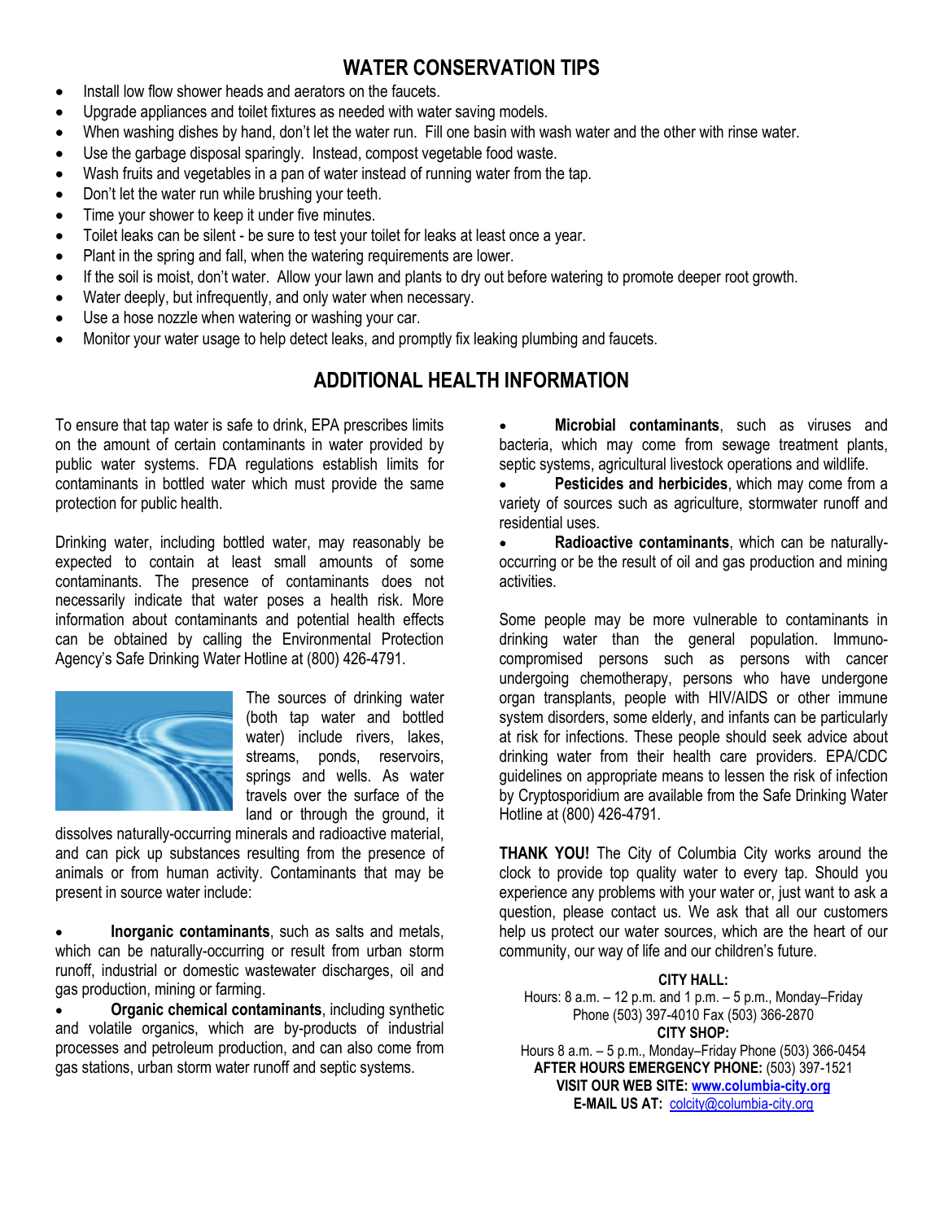## WATER CONSERVATION TIPS

- Install low flow shower heads and aerators on the faucets.
- Upgrade appliances and toilet fixtures as needed with water saving models.
- When washing dishes by hand, don't let the water run. Fill one basin with wash water and the other with rinse water.
- Use the garbage disposal sparingly. Instead, compost vegetable food waste.
- Wash fruits and vegetables in a pan of water instead of running water from the tap.
- Don't let the water run while brushing your teeth.
- Time your shower to keep it under five minutes.
- Toilet leaks can be silent - be sure to test your toilet for leaks at least once a year.
- Plant in the spring and fall, when the watering requirements are lower.
- If the soil is moist, don't water. Allow your lawn and plants to dry out before watering to promote deeper root growth.
- Water deeply, but infrequently, and only water when necessary.
- Use a hose nozzle when watering or washing your car.
- Monitor your water usage to help detect leaks, and promptly fix leaking plumbing and faucets.

## ADDITIONAL HEALTH INFORMATION

To ensure that tap water is safe to drink, EPA prescribes limits on the amount of certain contaminants in water provided by public water systems. FDA regulations establish limits for contaminants in bottled water which must provide the same protection for public health.

Drinking water, including bottled water, may reasonably be expected to contain at least small amounts of some contaminants. The presence of contaminants does not necessarily indicate that water poses a health risk. More information about contaminants and potential health effects can be obtained by calling the Environmental Protection Agency's Safe Drinking Water Hotline at (800) 426-4791.

The sources of drinking water (both tap water and bottled water) include rivers, lakes, streams, ponds, reservoirs, springs and wells. As water travels over the surface of the land or through the ground, it dissolves naturally-occurring minerals and radioactive material, and can pick up substances resulting from the presence of animals or from human activity. Contaminants that may be present in source water include:

- **Inorganic contaminants**, such as salts and metals, which can be naturally-occurring or result from urban storm runoff, industrial or domestic wastewater discharges, oil and gas production, mining or farming.
- **Organic chemical contaminants**, including synthetic and volatile organics, which are by-products of industrial processes and petroleum production, and can also come from gas stations, urban storm water runoff and septic systems.
- **Microbial contaminants**, such as viruses and bacteria, which may come from sewage treatment plants, septic systems, agricultural livestock operations and wildlife.
- **Pesticides and herbicides**, which may come from a variety of sources such as agriculture, stormwater runoff and residential uses.
- **Radioactive contaminants**, which can be naturally-occurring or be the result of oil and gas production and mining activities.

Some people may be more vulnerable to contaminants in drinking water than the general population. Immuno-compromised persons such as persons with cancer undergoing chemotherapy, persons who have undergone organ transplants, people with HIV/AIDS or other immune system disorders, some elderly, and infants can be particularly at risk for infections. These people should seek advice about drinking water from their health care providers. EPA/CDC guidelines on appropriate means to lessen the risk of infection by Cryptosporidium are available from the Safe Drinking Water Hotline at (800) 426-4791.

**THANK YOU!** The City of Columbia City works around the clock to provide top quality water to every tap. Should you experience any problems with your water or, just want to ask a question, please contact us. We ask that all our customers help us protect our water sources, which are the heart of our community, our way of life and our children's future.

**CITY HALL:**
Hours: 8 a.m. – 12 p.m. and 1 p.m. – 5 p.m., Monday–Friday
Phone (503) 397-4010 Fax (503) 366-2870
**CITY SHOP:**
Hours 8 a.m. – 5 p.m., Monday–Friday Phone (503) 366-0454
**AFTER HOURS EMERGENCY PHONE:** (503) 397-1521
**VISIT OUR WEB SITE: www.columbia-city.org**
**E-MAIL US AT:** colcity@columbia-city.org